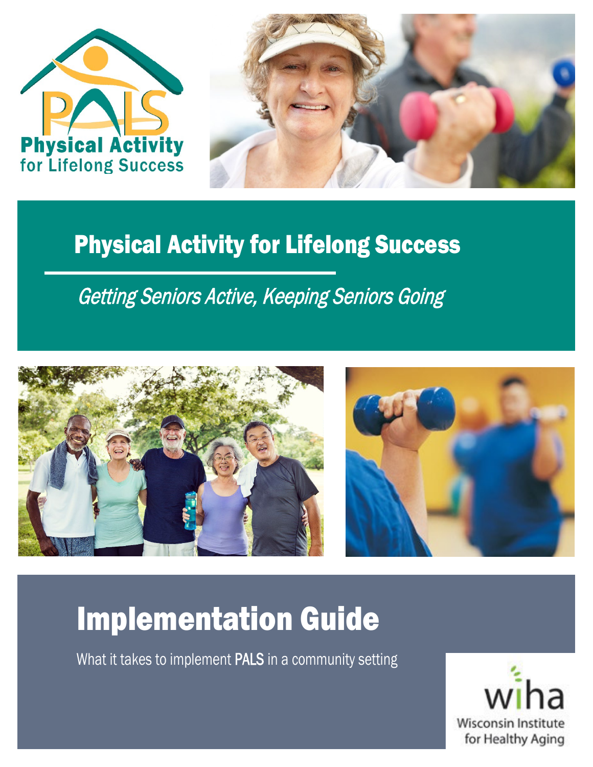PALS
Physical Activity
for Lifelong Success

# Physical Activity for Lifelong Success

*Getting Seniors Active, Keeping Seniors Going*

# Implementation Guide

What it takes to implement PALS in a community setting

wiha
Wisconsin Institute
for Healthy Aging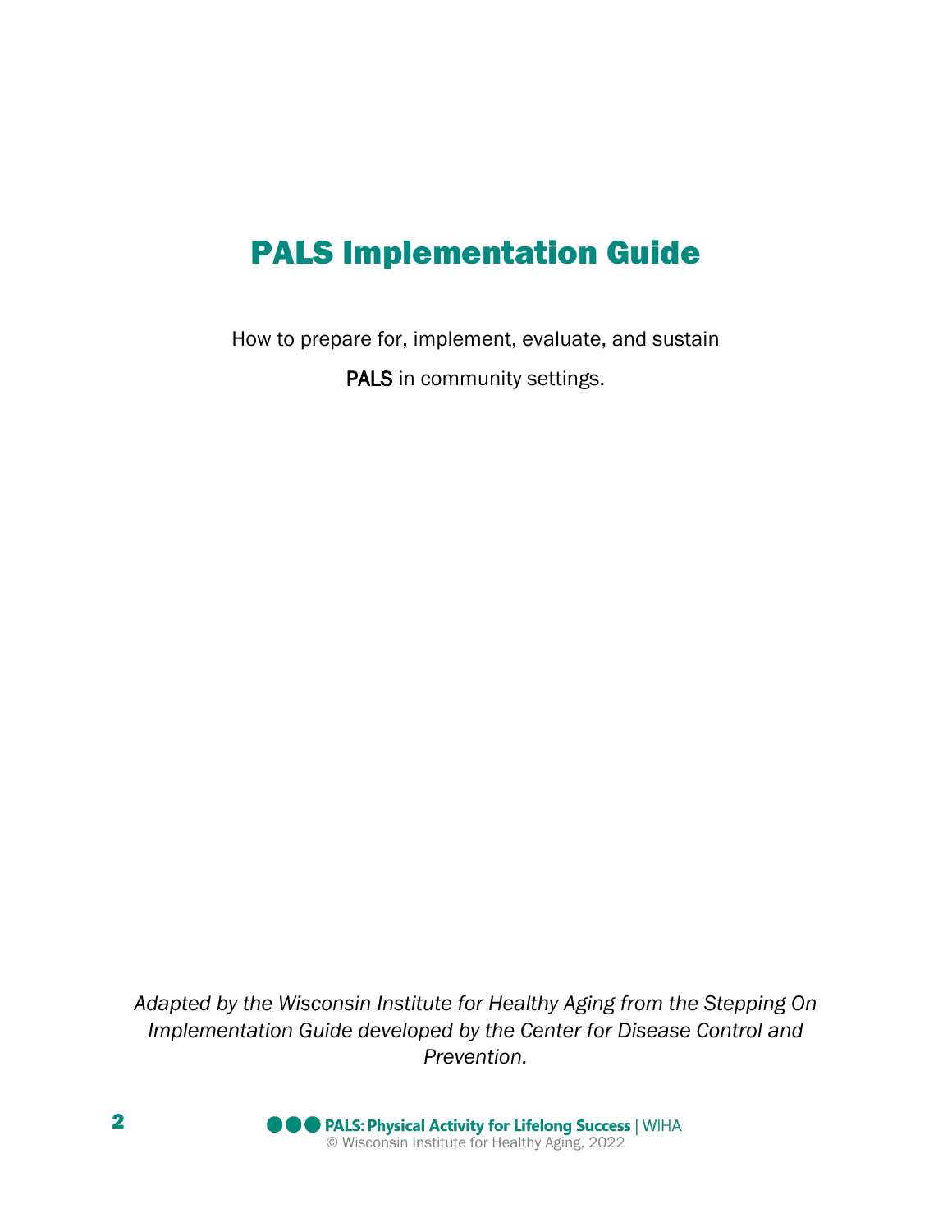# PALS Implementation Guide

How to prepare for, implement, evaluate, and sustain PALS in community settings.

*Adapted by the Wisconsin Institute for Healthy Aging from the Stepping On Implementation Guide developed by the Center for Disease Control and Prevention.*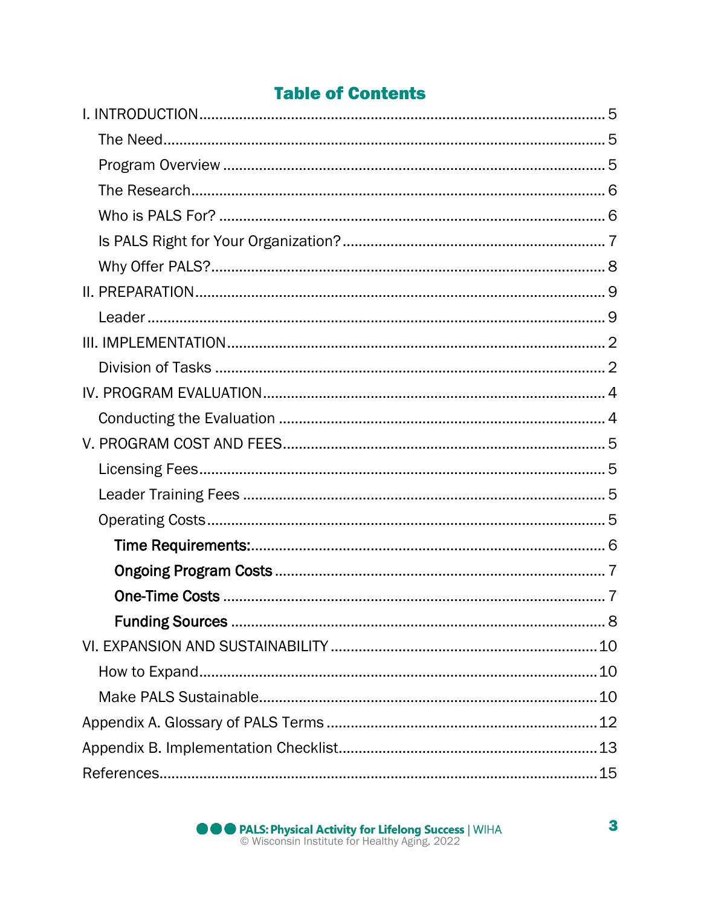# Table of Contents

I. INTRODUCTION ........ 5
- The Need ........ 5
- Program Overview ........ 5
- The Research ........ 6
- Who is PALS For? ........ 6
- Is PALS Right for Your Organization? ........ 7
- Why Offer PALS? ........ 8

II. PREPARATION ........ 9
- Leader ........ 9

III. IMPLEMENTATION ........ 2
- Division of Tasks ........ 2

IV. PROGRAM EVALUATION ........ 4
- Conducting the Evaluation ........ 4

V. PROGRAM COST AND FEES ........ 5
- Licensing Fees ........ 5
- Leader Training Fees ........ 5
- Operating Costs ........ 5
  - **Time Requirements:** ........ 6
  - **Ongoing Program Costs** ........ 7
  - **One-Time Costs** ........ 7
  - **Funding Sources** ........ 8

VI. EXPANSION AND SUSTAINABILITY ........ 10
- How to Expand ........ 10
- Make PALS Sustainable ........ 10

Appendix A. Glossary of PALS Terms ........ 12

Appendix B. Implementation Checklist ........ 13

References ........ 15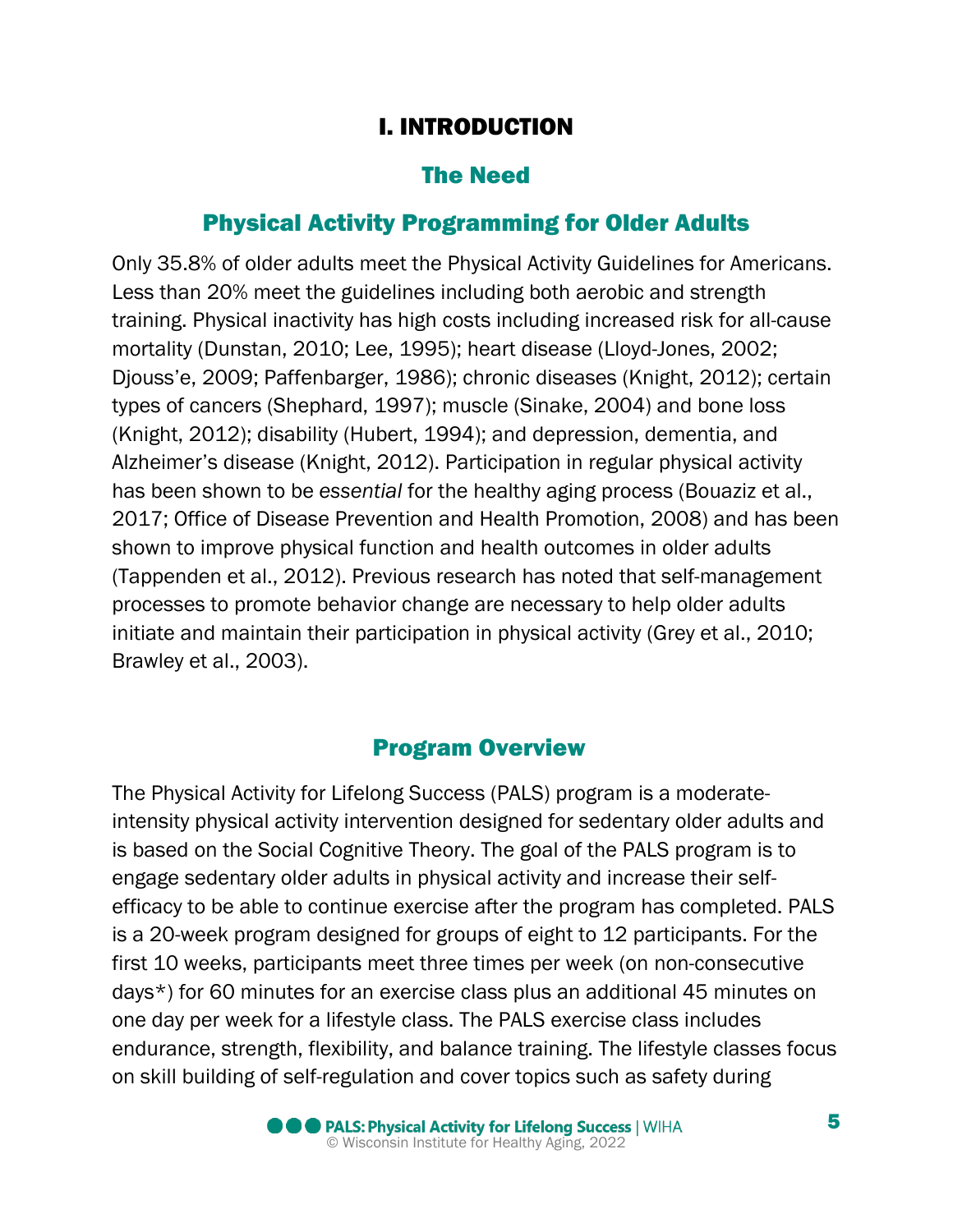# I. INTRODUCTION

## The Need

### Physical Activity Programming for Older Adults

Only 35.8% of older adults meet the Physical Activity Guidelines for Americans. Less than 20% meet the guidelines including both aerobic and strength training. Physical inactivity has high costs including increased risk for all-cause mortality (Dunstan, 2010; Lee, 1995); heart disease (Lloyd-Jones, 2002; Djouss'e, 2009; Paffenbarger, 1986); chronic diseases (Knight, 2012); certain types of cancers (Shephard, 1997); muscle (Sinake, 2004) and bone loss (Knight, 2012); disability (Hubert, 1994); and depression, dementia, and Alzheimer's disease (Knight, 2012). Participation in regular physical activity has been shown to be *essential* for the healthy aging process (Bouaziz et al., 2017; Office of Disease Prevention and Health Promotion, 2008) and has been shown to improve physical function and health outcomes in older adults (Tappenden et al., 2012). Previous research has noted that self-management processes to promote behavior change are necessary to help older adults initiate and maintain their participation in physical activity (Grey et al., 2010; Brawley et al., 2003).

## Program Overview

The Physical Activity for Lifelong Success (PALS) program is a moderate-intensity physical activity intervention designed for sedentary older adults and is based on the Social Cognitive Theory. The goal of the PALS program is to engage sedentary older adults in physical activity and increase their self-efficacy to be able to continue exercise after the program has completed. PALS is a 20-week program designed for groups of eight to 12 participants. For the first 10 weeks, participants meet three times per week (on non-consecutive days*) for 60 minutes for an exercise class plus an additional 45 minutes on one day per week for a lifestyle class. The PALS exercise class includes endurance, strength, flexibility, and balance training. The lifestyle classes focus on skill building of self-regulation and cover topics such as safety during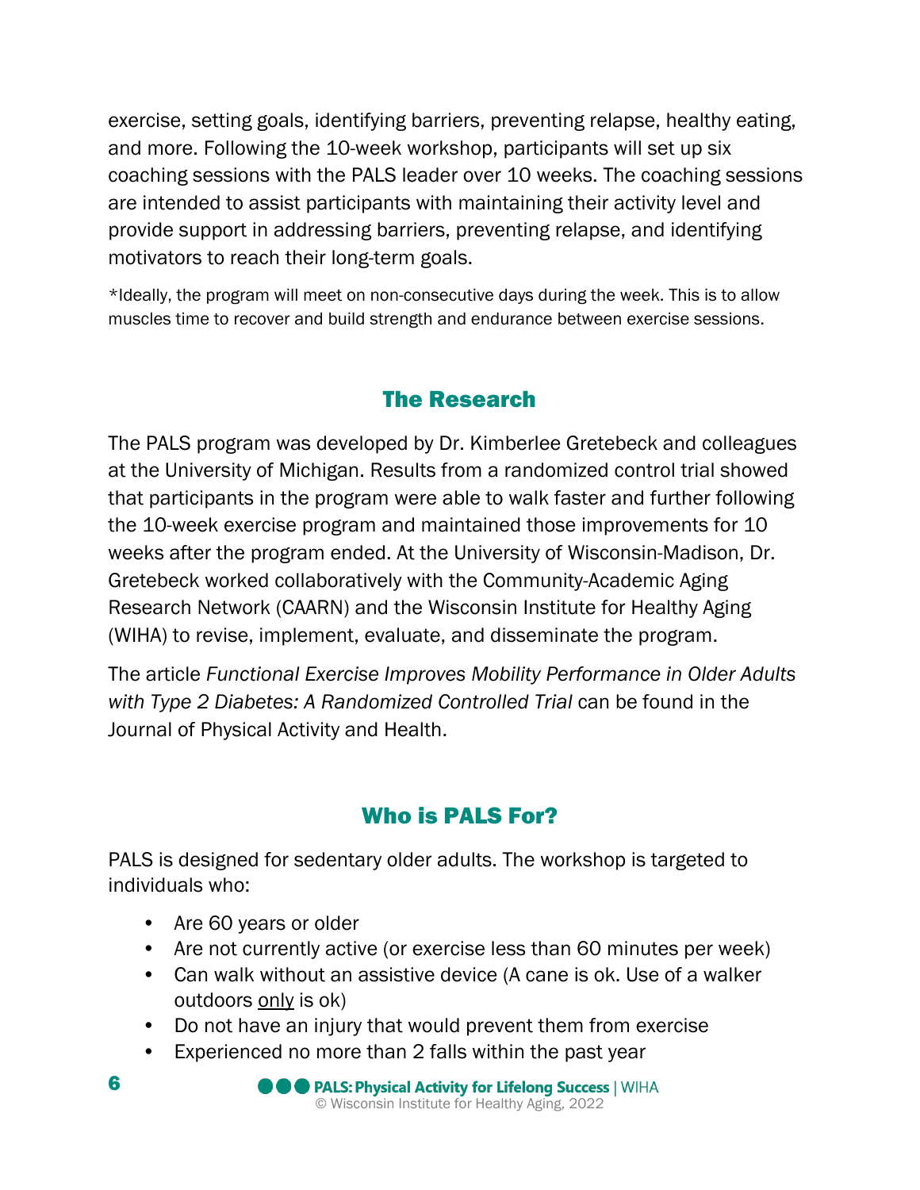exercise, setting goals, identifying barriers, preventing relapse, healthy eating, and more. Following the 10-week workshop, participants will set up six coaching sessions with the PALS leader over 10 weeks. The coaching sessions are intended to assist participants with maintaining their activity level and provide support in addressing barriers, preventing relapse, and identifying motivators to reach their long-term goals.

*Ideally, the program will meet on non-consecutive days during the week. This is to allow muscles time to recover and build strength and endurance between exercise sessions.

## The Research

The PALS program was developed by Dr. Kimberlee Gretebeck and colleagues at the University of Michigan. Results from a randomized control trial showed that participants in the program were able to walk faster and further following the 10-week exercise program and maintained those improvements for 10 weeks after the program ended. At the University of Wisconsin-Madison, Dr. Gretebeck worked collaboratively with the Community-Academic Aging Research Network (CAARN) and the Wisconsin Institute for Healthy Aging (WIHA) to revise, implement, evaluate, and disseminate the program.

The article *Functional Exercise Improves Mobility Performance in Older Adults with Type 2 Diabetes: A Randomized Controlled Trial* can be found in the Journal of Physical Activity and Health.

## Who is PALS For?

PALS is designed for sedentary older adults. The workshop is targeted to individuals who:

- Are 60 years or older
- Are not currently active (or exercise less than 60 minutes per week)
- Can walk without an assistive device (A cane is ok. Use of a walker outdoors <u>only</u> is ok)
- Do not have an injury that would prevent them from exercise
- Experienced no more than 2 falls within the past year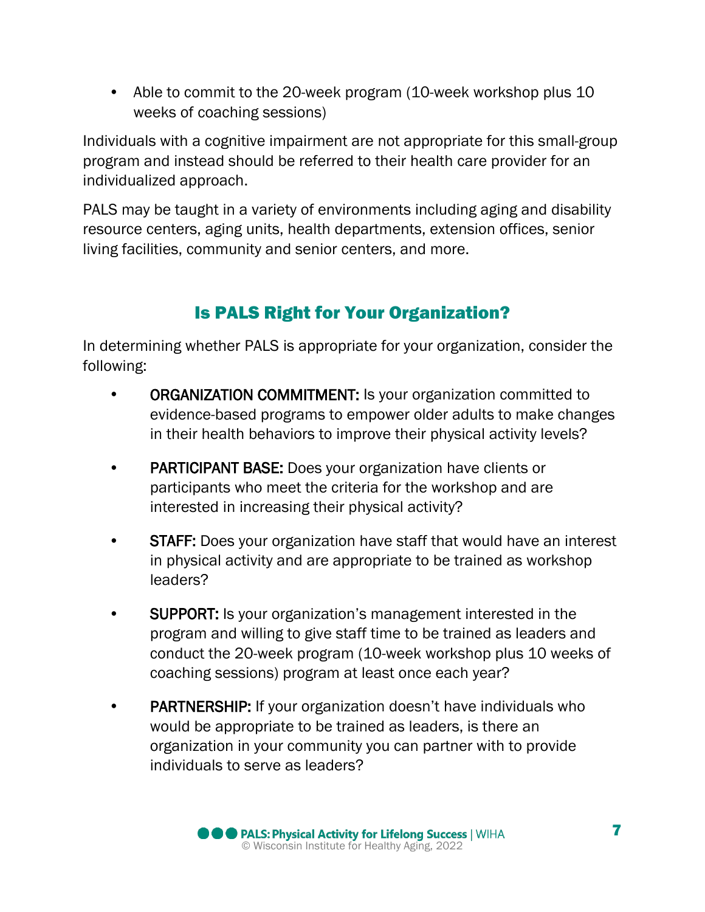- Able to commit to the 20-week program (10-week workshop plus 10 weeks of coaching sessions)

Individuals with a cognitive impairment are not appropriate for this small-group program and instead should be referred to their health care provider for an individualized approach.

PALS may be taught in a variety of environments including aging and disability resource centers, aging units, health departments, extension offices, senior living facilities, community and senior centers, and more.

## Is PALS Right for Your Organization?

In determining whether PALS is appropriate for your organization, consider the following:

- **ORGANIZATION COMMITMENT:** Is your organization committed to evidence-based programs to empower older adults to make changes in their health behaviors to improve their physical activity levels?

- **PARTICIPANT BASE:** Does your organization have clients or participants who meet the criteria for the workshop and are interested in increasing their physical activity?

- **STAFF:** Does your organization have staff that would have an interest in physical activity and are appropriate to be trained as workshop leaders?

- **SUPPORT:** Is your organization's management interested in the program and willing to give staff time to be trained as leaders and conduct the 20-week program (10-week workshop plus 10 weeks of coaching sessions) program at least once each year?

- **PARTNERSHIP:** If your organization doesn't have individuals who would be appropriate to be trained as leaders, is there an organization in your community you can partner with to provide individuals to serve as leaders?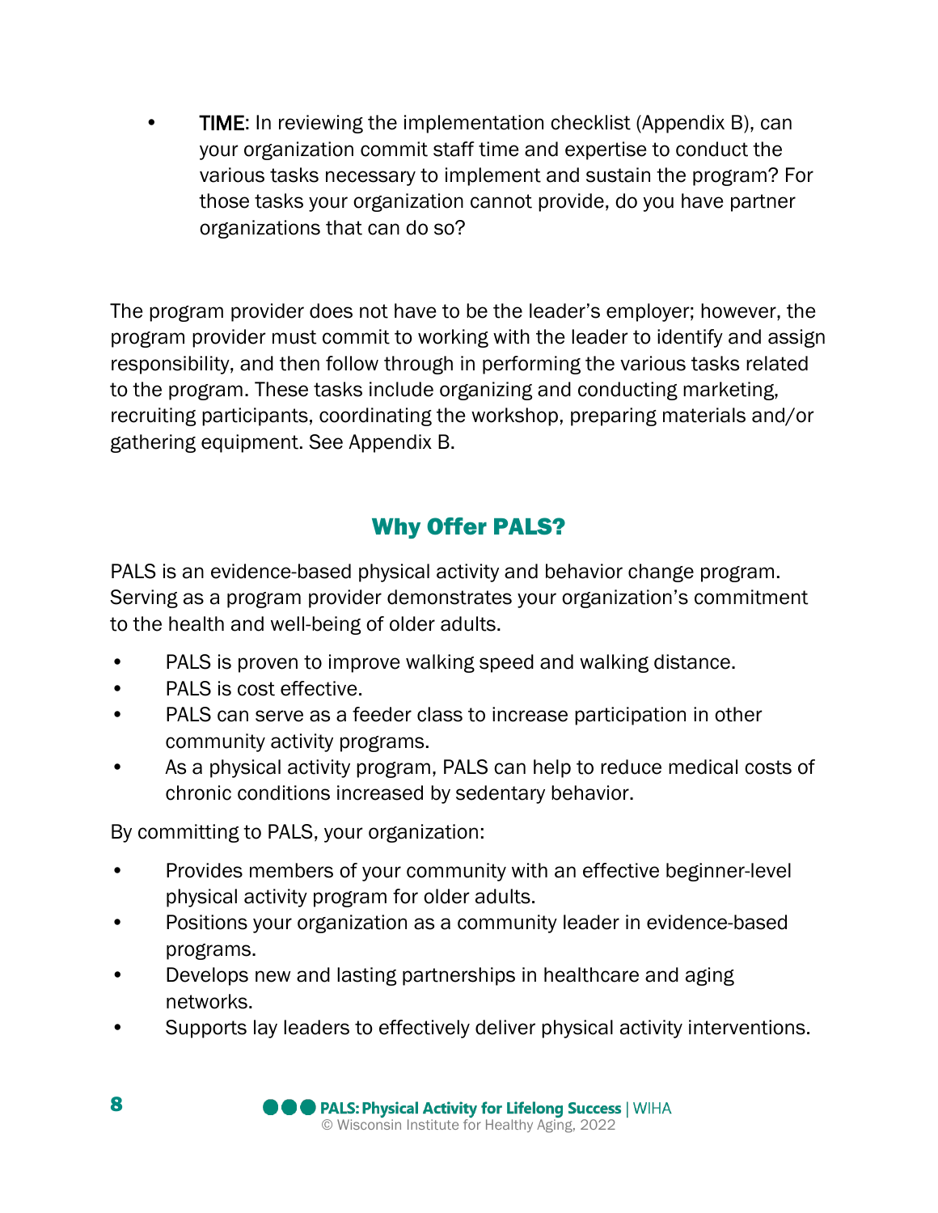- **TIME**: In reviewing the implementation checklist (Appendix B), can your organization commit staff time and expertise to conduct the various tasks necessary to implement and sustain the program? For those tasks your organization cannot provide, do you have partner organizations that can do so?

The program provider does not have to be the leader's employer; however, the program provider must commit to working with the leader to identify and assign responsibility, and then follow through in performing the various tasks related to the program. These tasks include organizing and conducting marketing, recruiting participants, coordinating the workshop, preparing materials and/or gathering equipment. See Appendix B.

## Why Offer PALS?

PALS is an evidence-based physical activity and behavior change program. Serving as a program provider demonstrates your organization's commitment to the health and well-being of older adults.

- PALS is proven to improve walking speed and walking distance.
- PALS is cost effective.
- PALS can serve as a feeder class to increase participation in other community activity programs.
- As a physical activity program, PALS can help to reduce medical costs of chronic conditions increased by sedentary behavior.

By committing to PALS, your organization:

- Provides members of your community with an effective beginner-level physical activity program for older adults.
- Positions your organization as a community leader in evidence-based programs.
- Develops new and lasting partnerships in healthcare and aging networks.
- Supports lay leaders to effectively deliver physical activity interventions.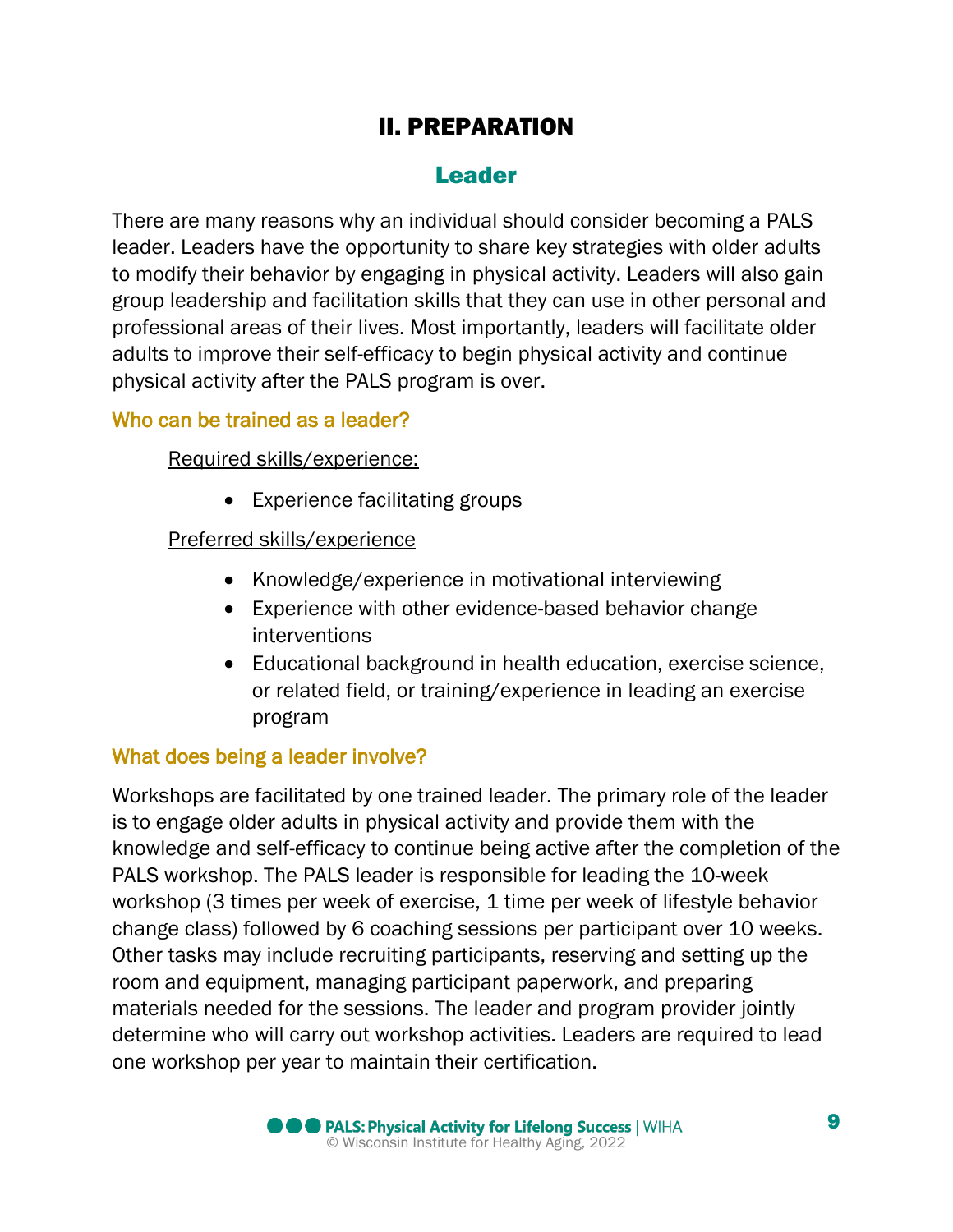# II. PREPARATION

## Leader

There are many reasons why an individual should consider becoming a PALS leader. Leaders have the opportunity to share key strategies with older adults to modify their behavior by engaging in physical activity. Leaders will also gain group leadership and facilitation skills that they can use in other personal and professional areas of their lives. Most importantly, leaders will facilitate older adults to improve their self-efficacy to begin physical activity and continue physical activity after the PALS program is over.

### Who can be trained as a leader?

Required skills/experience:

- Experience facilitating groups

Preferred skills/experience

- Knowledge/experience in motivational interviewing
- Experience with other evidence-based behavior change interventions
- Educational background in health education, exercise science, or related field, or training/experience in leading an exercise program

### What does being a leader involve?

Workshops are facilitated by one trained leader. The primary role of the leader is to engage older adults in physical activity and provide them with the knowledge and self-efficacy to continue being active after the completion of the PALS workshop. The PALS leader is responsible for leading the 10-week workshop (3 times per week of exercise, 1 time per week of lifestyle behavior change class) followed by 6 coaching sessions per participant over 10 weeks. Other tasks may include recruiting participants, reserving and setting up the room and equipment, managing participant paperwork, and preparing materials needed for the sessions. The leader and program provider jointly determine who will carry out workshop activities. Leaders are required to lead one workshop per year to maintain their certification.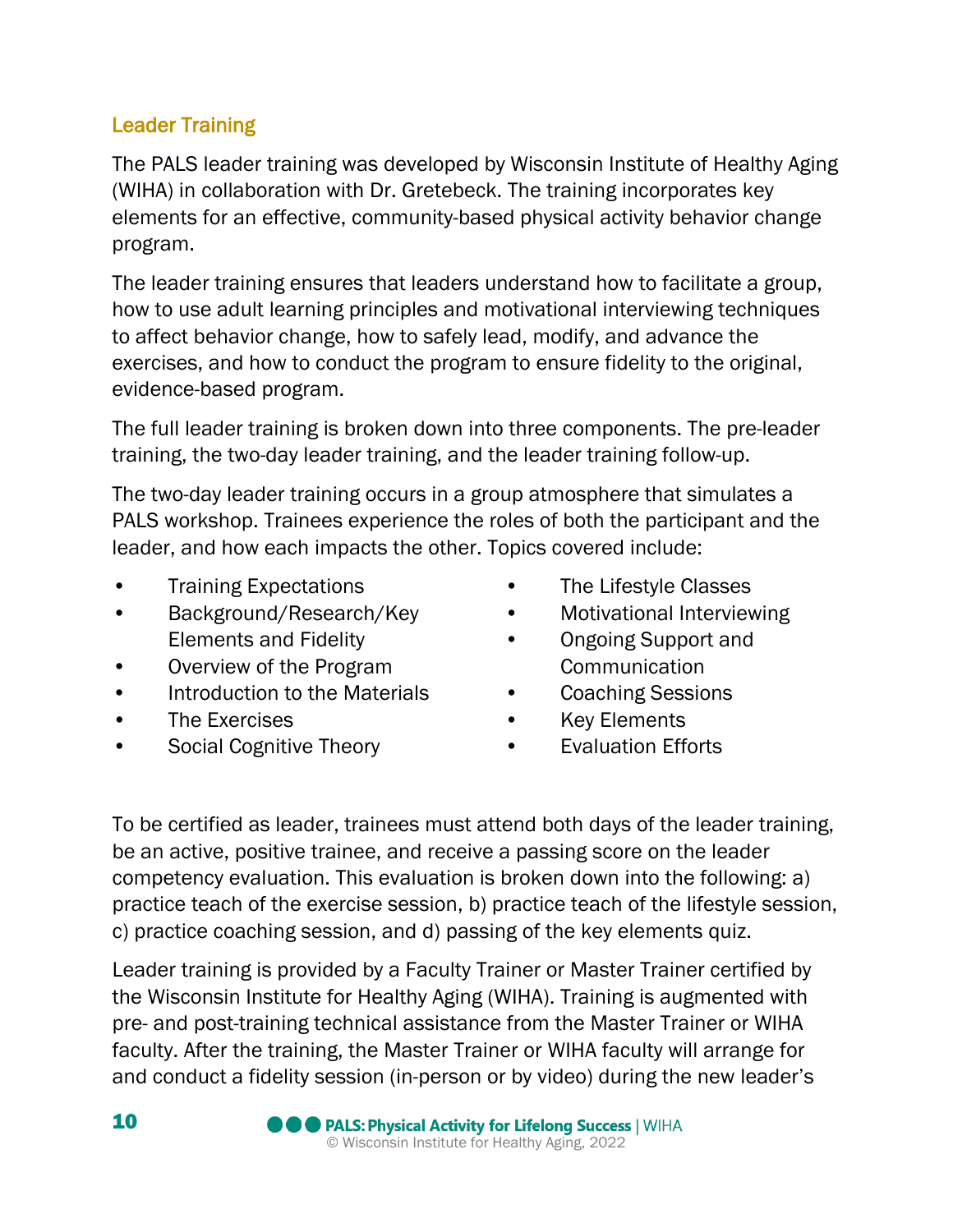## Leader Training

The PALS leader training was developed by Wisconsin Institute of Healthy Aging (WIHA) in collaboration with Dr. Gretebeck. The training incorporates key elements for an effective, community-based physical activity behavior change program.

The leader training ensures that leaders understand how to facilitate a group, how to use adult learning principles and motivational interviewing techniques to affect behavior change, how to safely lead, modify, and advance the exercises, and how to conduct the program to ensure fidelity to the original, evidence-based program.

The full leader training is broken down into three components. The pre-leader training, the two-day leader training, and the leader training follow-up.

The two-day leader training occurs in a group atmosphere that simulates a PALS workshop. Trainees experience the roles of both the participant and the leader, and how each impacts the other. Topics covered include:

- Training Expectations
- Background/Research/Key Elements and Fidelity
- Overview of the Program
- Introduction to the Materials
- The Exercises
- Social Cognitive Theory
- The Lifestyle Classes
- Motivational Interviewing
- Ongoing Support and Communication
- Coaching Sessions
- Key Elements
- Evaluation Efforts

To be certified as leader, trainees must attend both days of the leader training, be an active, positive trainee, and receive a passing score on the leader competency evaluation. This evaluation is broken down into the following: a) practice teach of the exercise session, b) practice teach of the lifestyle session, c) practice coaching session, and d) passing of the key elements quiz.

Leader training is provided by a Faculty Trainer or Master Trainer certified by the Wisconsin Institute for Healthy Aging (WIHA). Training is augmented with pre- and post-training technical assistance from the Master Trainer or WIHA faculty. After the training, the Master Trainer or WIHA faculty will arrange for and conduct a fidelity session (in-person or by video) during the new leader's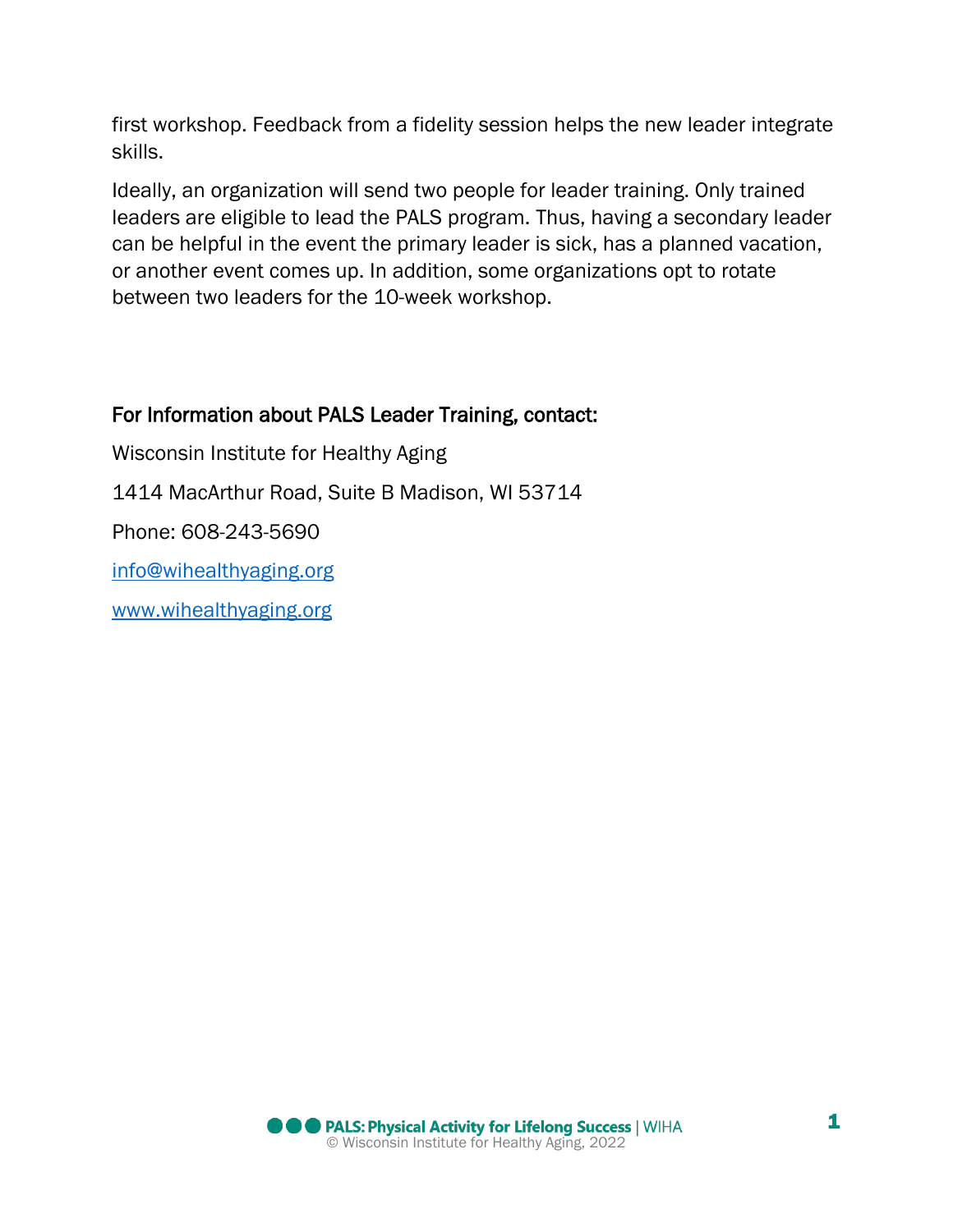first workshop. Feedback from a fidelity session helps the new leader integrate skills.

Ideally, an organization will send two people for leader training. Only trained leaders are eligible to lead the PALS program. Thus, having a secondary leader can be helpful in the event the primary leader is sick, has a planned vacation, or another event comes up. In addition, some organizations opt to rotate between two leaders for the 10-week workshop.

### For Information about PALS Leader Training, contact:

Wisconsin Institute for Healthy Aging

1414 MacArthur Road, Suite B Madison, WI 53714

Phone: 608-243-5690

[info@wihealthyaging.org](mailto:info@wihealthyaging.org)

[www.wihealthyaging.org](http://www.wihealthyaging.org)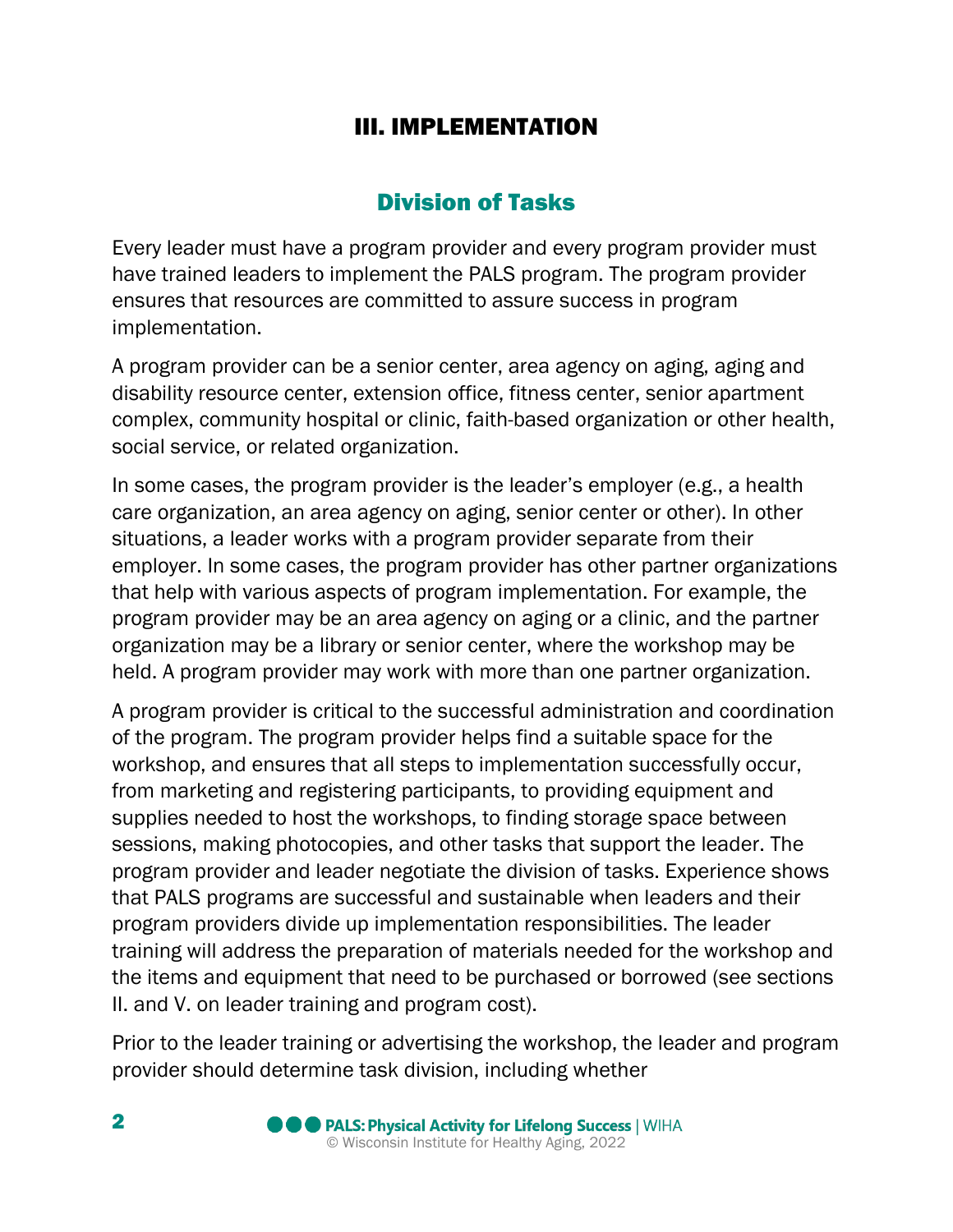# III. IMPLEMENTATION

## Division of Tasks

Every leader must have a program provider and every program provider must have trained leaders to implement the PALS program. The program provider ensures that resources are committed to assure success in program implementation.

A program provider can be a senior center, area agency on aging, aging and disability resource center, extension office, fitness center, senior apartment complex, community hospital or clinic, faith-based organization or other health, social service, or related organization.

In some cases, the program provider is the leader's employer (e.g., a health care organization, an area agency on aging, senior center or other). In other situations, a leader works with a program provider separate from their employer. In some cases, the program provider has other partner organizations that help with various aspects of program implementation. For example, the program provider may be an area agency on aging or a clinic, and the partner organization may be a library or senior center, where the workshop may be held. A program provider may work with more than one partner organization.

A program provider is critical to the successful administration and coordination of the program. The program provider helps find a suitable space for the workshop, and ensures that all steps to implementation successfully occur, from marketing and registering participants, to providing equipment and supplies needed to host the workshops, to finding storage space between sessions, making photocopies, and other tasks that support the leader. The program provider and leader negotiate the division of tasks. Experience shows that PALS programs are successful and sustainable when leaders and their program providers divide up implementation responsibilities. The leader training will address the preparation of materials needed for the workshop and the items and equipment that need to be purchased or borrowed (see sections II. and V. on leader training and program cost).

Prior to the leader training or advertising the workshop, the leader and program provider should determine task division, including whether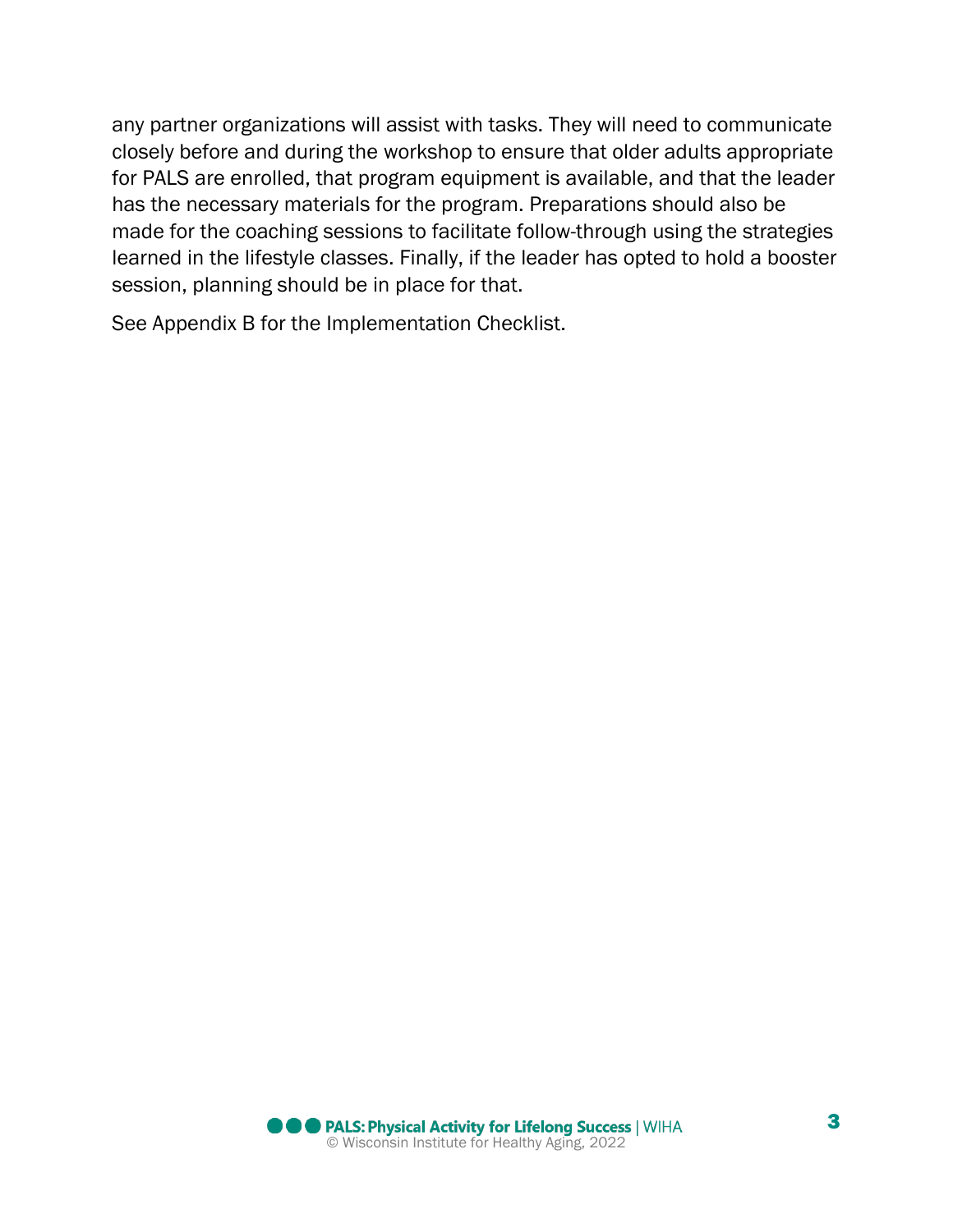any partner organizations will assist with tasks. They will need to communicate closely before and during the workshop to ensure that older adults appropriate for PALS are enrolled, that program equipment is available, and that the leader has the necessary materials for the program. Preparations should also be made for the coaching sessions to facilitate follow-through using the strategies learned in the lifestyle classes. Finally, if the leader has opted to hold a booster session, planning should be in place for that.

See Appendix B for the Implementation Checklist.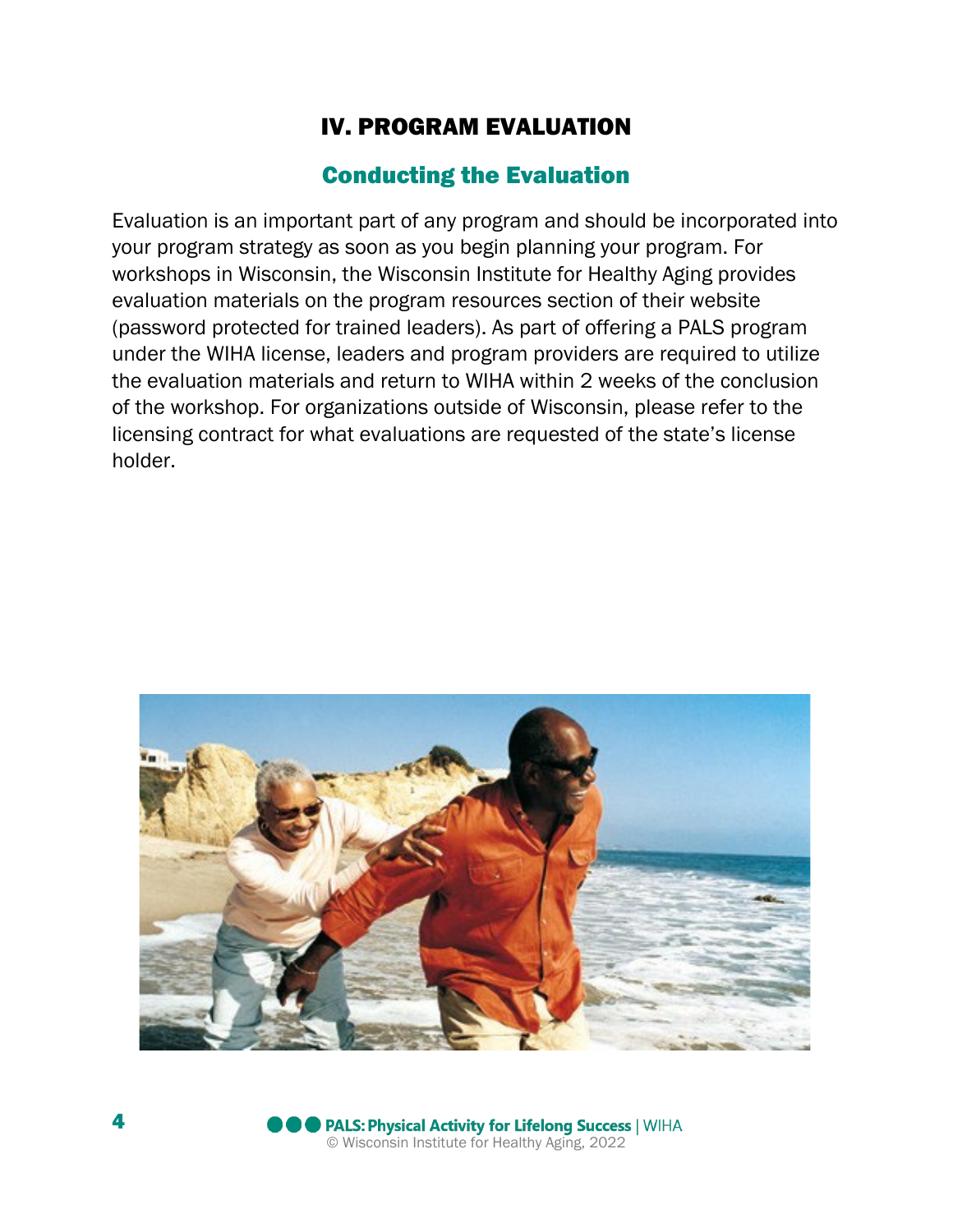# IV. PROGRAM EVALUATION

## Conducting the Evaluation

Evaluation is an important part of any program and should be incorporated into your program strategy as soon as you begin planning your program. For workshops in Wisconsin, the Wisconsin Institute for Healthy Aging provides evaluation materials on the program resources section of their website (password protected for trained leaders). As part of offering a PALS program under the WIHA license, leaders and program providers are required to utilize the evaluation materials and return to WIHA within 2 weeks of the conclusion of the workshop. For organizations outside of Wisconsin, please refer to the licensing contract for what evaluations are requested of the state's license holder.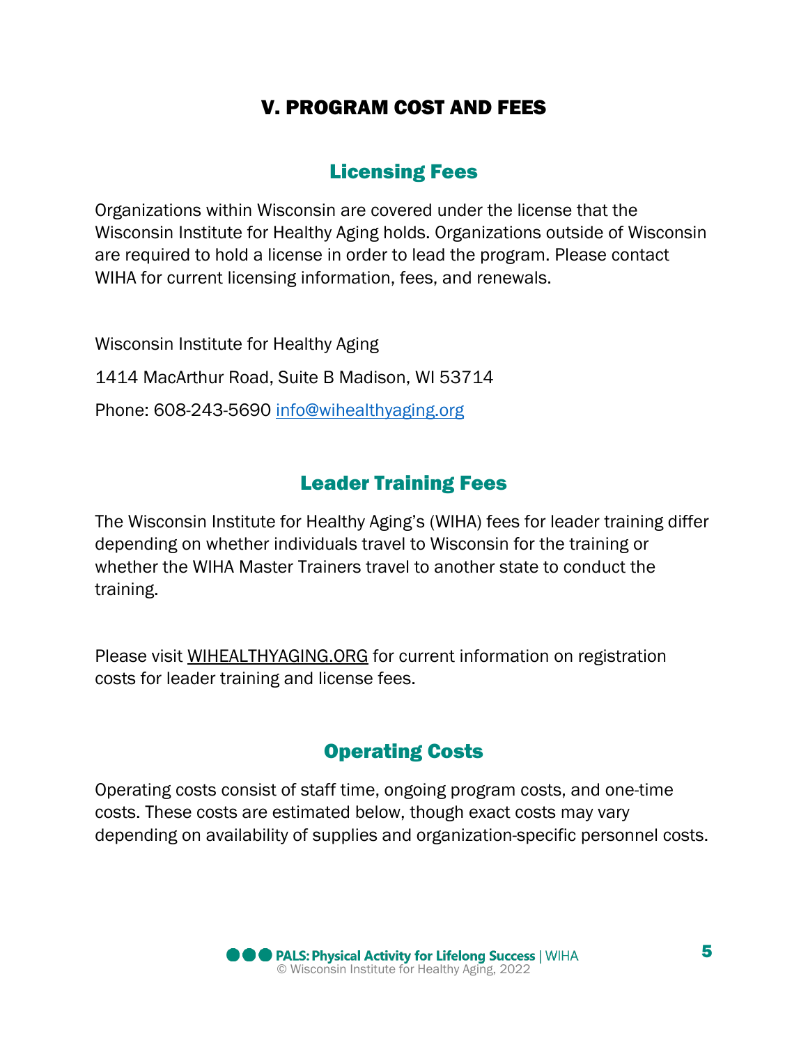# V. PROGRAM COST AND FEES

## Licensing Fees

Organizations within Wisconsin are covered under the license that the Wisconsin Institute for Healthy Aging holds. Organizations outside of Wisconsin are required to hold a license in order to lead the program. Please contact WIHA for current licensing information, fees, and renewals.

Wisconsin Institute for Healthy Aging

1414 MacArthur Road, Suite B Madison, WI 53714

Phone: 608-243-5690 info@wihealthyaging.org

## Leader Training Fees

The Wisconsin Institute for Healthy Aging's (WIHA) fees for leader training differ depending on whether individuals travel to Wisconsin for the training or whether the WIHA Master Trainers travel to another state to conduct the training.

Please visit WIHEALTHYAGING.ORG for current information on registration costs for leader training and license fees.

## Operating Costs

Operating costs consist of staff time, ongoing program costs, and one-time costs. These costs are estimated below, though exact costs may vary depending on availability of supplies and organization-specific personnel costs.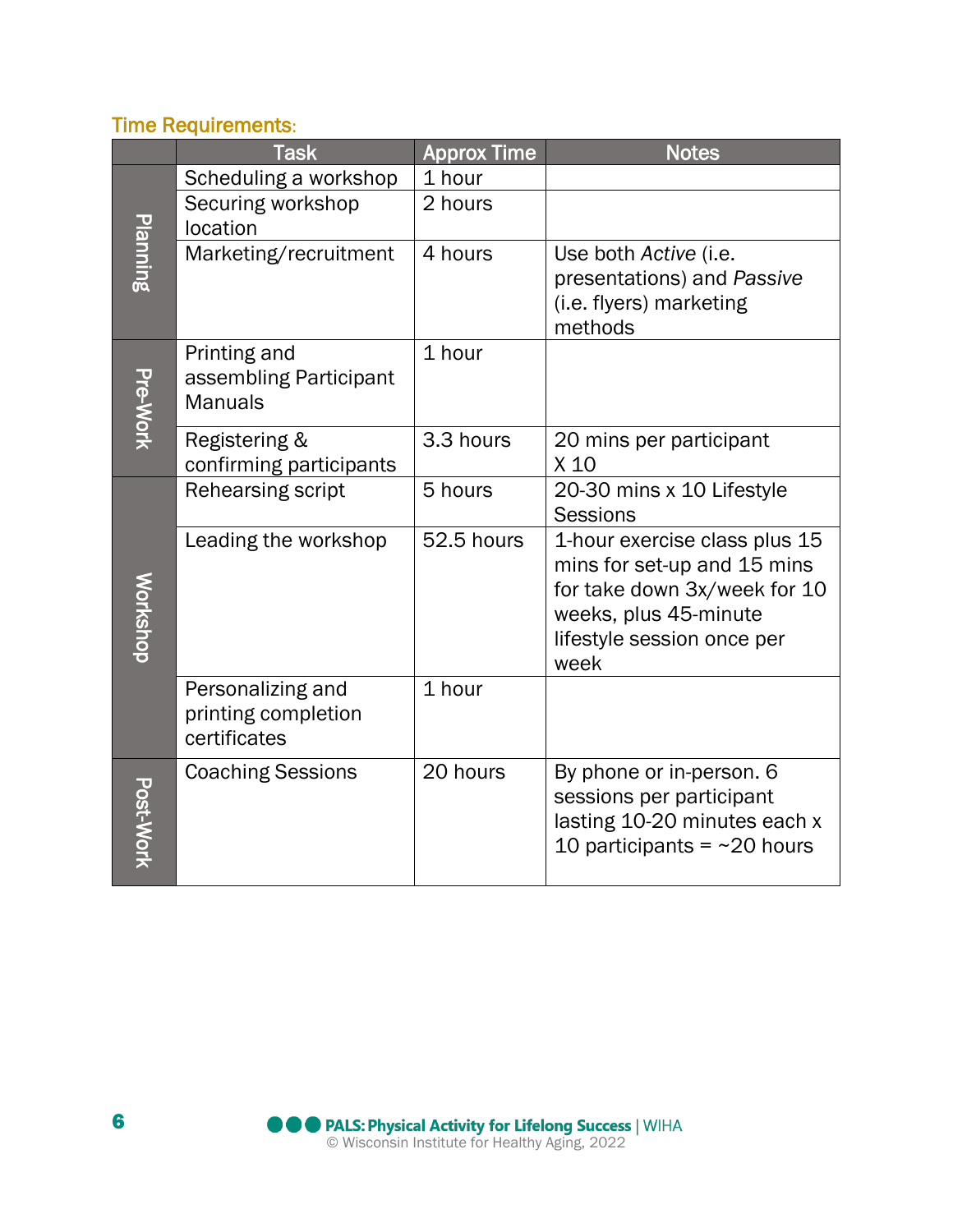**Time Requirements:**

| | Task | Approx Time | Notes |
|---|---|---|---|
| Planning | Scheduling a workshop | 1 hour | |
| | Securing workshop location | 2 hours | |
| | Marketing/recruitment | 4 hours | Use both *Active* (i.e. presentations) and *Passive* (i.e. flyers) marketing methods |
| Pre-Work | Printing and assembling Participant Manuals | 1 hour | |
| | Registering & confirming participants | 3.3 hours | 20 mins per participant X 10 |
| Workshop | Rehearsing script | 5 hours | 20-30 mins x 10 Lifestyle Sessions |
| | Leading the workshop | 52.5 hours | 1-hour exercise class plus 15 mins for set-up and 15 mins for take down 3x/week for 10 weeks, plus 45-minute lifestyle session once per week |
| | Personalizing and printing completion certificates | 1 hour | |
| Post-Work | Coaching Sessions | 20 hours | By phone or in-person. 6 sessions per participant lasting 10-20 minutes each x 10 participants = ~20 hours |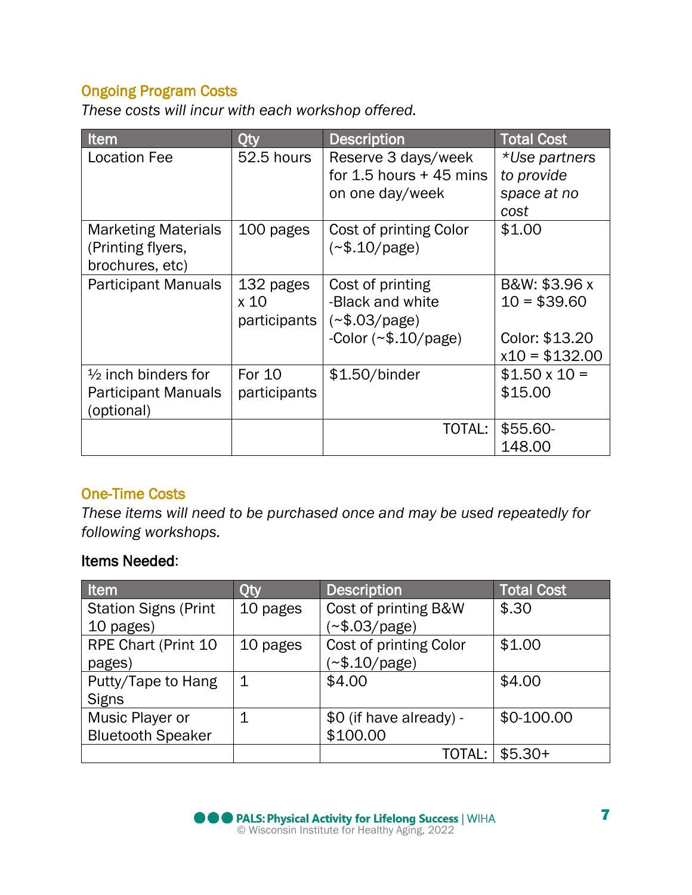## Ongoing Program Costs

*These costs will incur with each workshop offered.*

| Item | Qty | Description | Total Cost |
|---|---|---|---|
| Location Fee | 52.5 hours | Reserve 3 days/week for 1.5 hours + 45 mins on one day/week | **Use partners to provide space at no cost* |
| Marketing Materials (Printing flyers, brochures, etc) | 100 pages | Cost of printing Color (~$.10/page) | $1.00 |
| Participant Manuals | 132 pages x 10 participants | Cost of printing -Black and white (~$.03/page) -Color (~$.10/page) | B&W: $3.96 x 10 = $39.60  Color: $13.20 x10 = $132.00 |
| ½ inch binders for Participant Manuals (optional) | For 10 participants | $1.50/binder | $1.50 x 10 = $15.00 |
| | | TOTAL: | $55.60-148.00 |

## One-Time Costs

*These items will need to be purchased once and may be used repeatedly for following workshops.*

Items Needed:

| Item | Qty | Description | Total Cost |
|---|---|---|---|
| Station Signs (Print 10 pages) | 10 pages | Cost of printing B&W (~$.03/page) | $.30 |
| RPE Chart (Print 10 pages) | 10 pages | Cost of printing Color (~$.10/page) | $1.00 |
| Putty/Tape to Hang Signs | 1 | $4.00 | $4.00 |
| Music Player or Bluetooth Speaker | 1 | $0 (if have already) - $100.00 | $0-100.00 |
| | | TOTAL: | $5.30+ |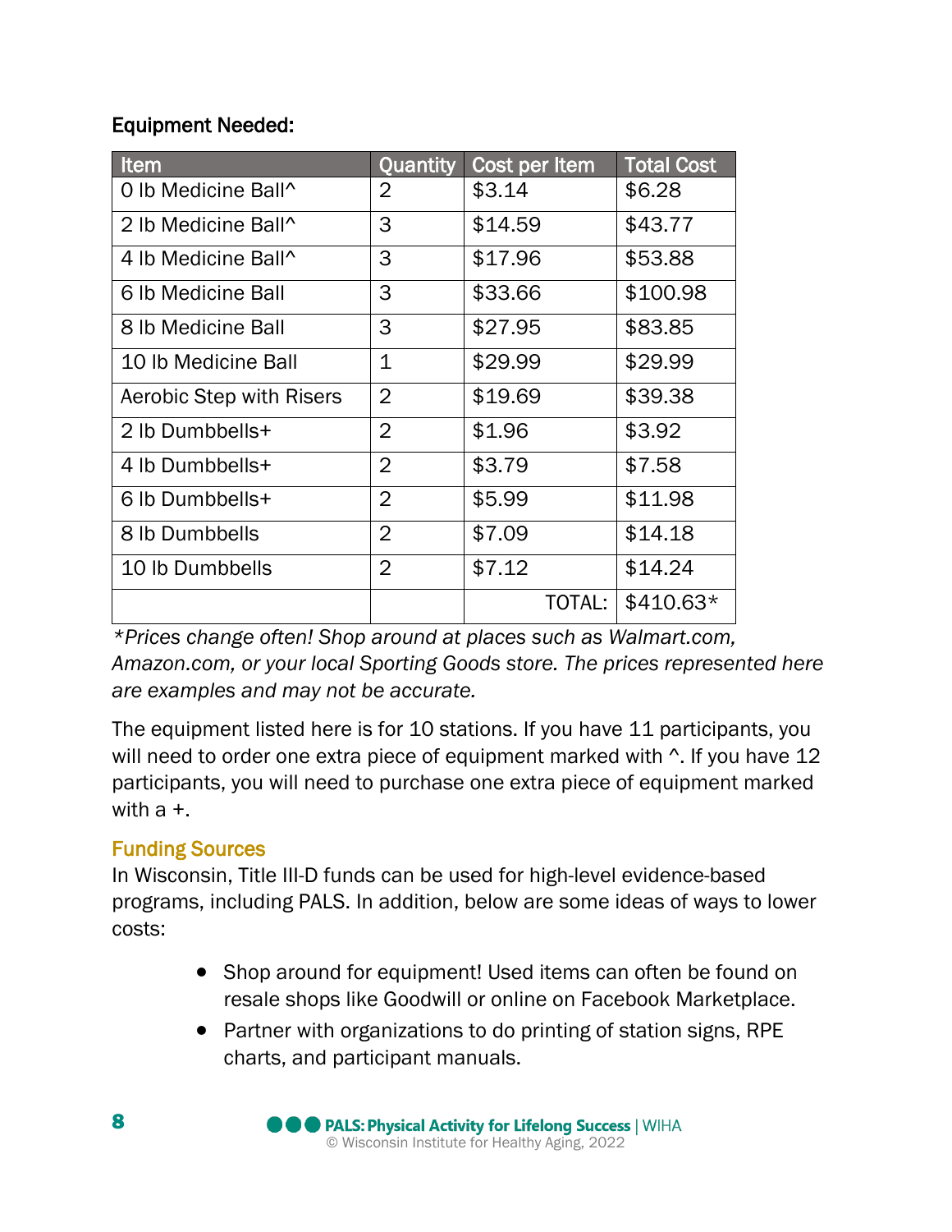**Equipment Needed:**

| Item | Quantity | Cost per Item | Total Cost |
|---|---|---|---|
| 0 lb Medicine Ball^ | 2 | $3.14 | $6.28 |
| 2 lb Medicine Ball^ | 3 | $14.59 | $43.77 |
| 4 lb Medicine Ball^ | 3 | $17.96 | $53.88 |
| 6 lb Medicine Ball | 3 | $33.66 | $100.98 |
| 8 lb Medicine Ball | 3 | $27.95 | $83.85 |
| 10 lb Medicine Ball | 1 | $29.99 | $29.99 |
| Aerobic Step with Risers | 2 | $19.69 | $39.38 |
| 2 lb Dumbbells+ | 2 | $1.96 | $3.92 |
| 4 lb Dumbbells+ | 2 | $3.79 | $7.58 |
| 6 lb Dumbbells+ | 2 | $5.99 | $11.98 |
| 8 lb Dumbbells | 2 | $7.09 | $14.18 |
| 10 lb Dumbbells | 2 | $7.12 | $14.24 |
| | | TOTAL: | $410.63* |

*\*Prices change often! Shop around at places such as Walmart.com, Amazon.com, or your local Sporting Goods store. The prices represented here are examples and may not be accurate.*

The equipment listed here is for 10 stations. If you have 11 participants, you will need to order one extra piece of equipment marked with ^. If you have 12 participants, you will need to purchase one extra piece of equipment marked with a +.

## Funding Sources

In Wisconsin, Title III-D funds can be used for high-level evidence-based programs, including PALS. In addition, below are some ideas of ways to lower costs:

- Shop around for equipment! Used items can often be found on resale shops like Goodwill or online on Facebook Marketplace.
- Partner with organizations to do printing of station signs, RPE charts, and participant manuals.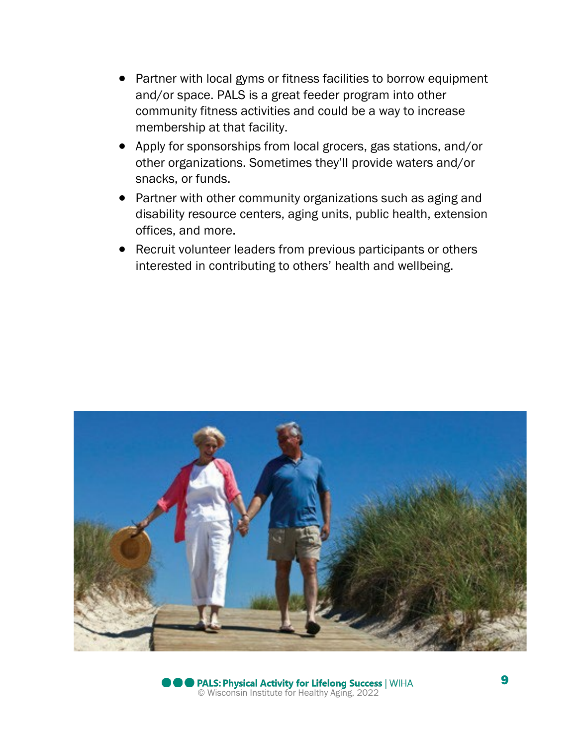- Partner with local gyms or fitness facilities to borrow equipment and/or space. PALS is a great feeder program into other community fitness activities and could be a way to increase membership at that facility.
- Apply for sponsorships from local grocers, gas stations, and/or other organizations. Sometimes they'll provide waters and/or snacks, or funds.
- Partner with other community organizations such as aging and disability resource centers, aging units, public health, extension offices, and more.
- Recruit volunteer leaders from previous participants or others interested in contributing to others' health and wellbeing.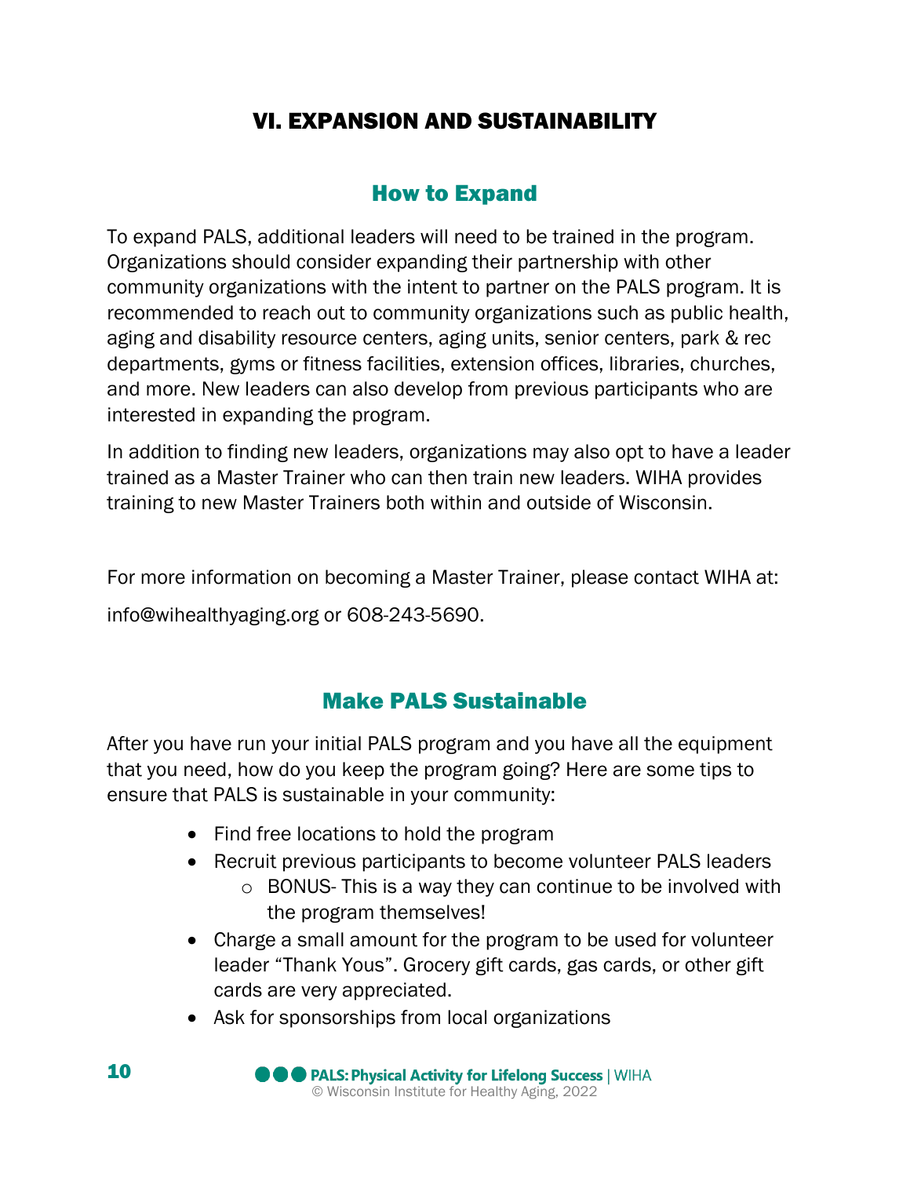# VI. EXPANSION AND SUSTAINABILITY

## How to Expand

To expand PALS, additional leaders will need to be trained in the program. Organizations should consider expanding their partnership with other community organizations with the intent to partner on the PALS program. It is recommended to reach out to community organizations such as public health, aging and disability resource centers, aging units, senior centers, park & rec departments, gyms or fitness facilities, extension offices, libraries, churches, and more. New leaders can also develop from previous participants who are interested in expanding the program.

In addition to finding new leaders, organizations may also opt to have a leader trained as a Master Trainer who can then train new leaders. WIHA provides training to new Master Trainers both within and outside of Wisconsin.

For more information on becoming a Master Trainer, please contact WIHA at:

info@wihealthyaging.org or 608-243-5690.

## Make PALS Sustainable

After you have run your initial PALS program and you have all the equipment that you need, how do you keep the program going? Here are some tips to ensure that PALS is sustainable in your community:

- Find free locations to hold the program
- Recruit previous participants to become volunteer PALS leaders
  - BONUS- This is a way they can continue to be involved with the program themselves!
- Charge a small amount for the program to be used for volunteer leader "Thank Yous". Grocery gift cards, gas cards, or other gift cards are very appreciated.
- Ask for sponsorships from local organizations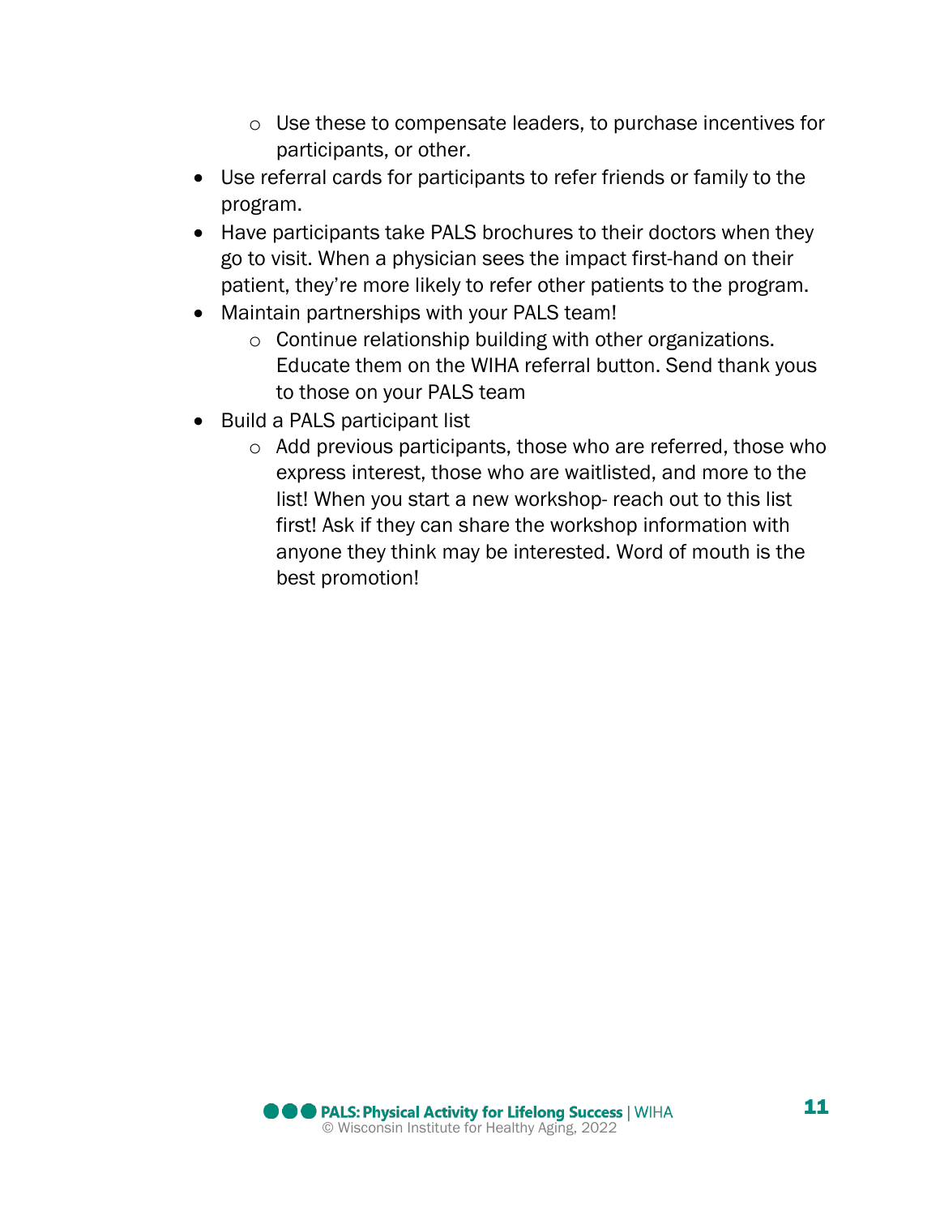- Use these to compensate leaders, to purchase incentives for participants, or other.
- Use referral cards for participants to refer friends or family to the program.
- Have participants take PALS brochures to their doctors when they go to visit. When a physician sees the impact first-hand on their patient, they're more likely to refer other patients to the program.
- Maintain partnerships with your PALS team!
    - Continue relationship building with other organizations. Educate them on the WIHA referral button. Send thank yous to those on your PALS team
- Build a PALS participant list
    - Add previous participants, those who are referred, those who express interest, those who are waitlisted, and more to the list! When you start a new workshop- reach out to this list first! Ask if they can share the workshop information with anyone they think may be interested. Word of mouth is the best promotion!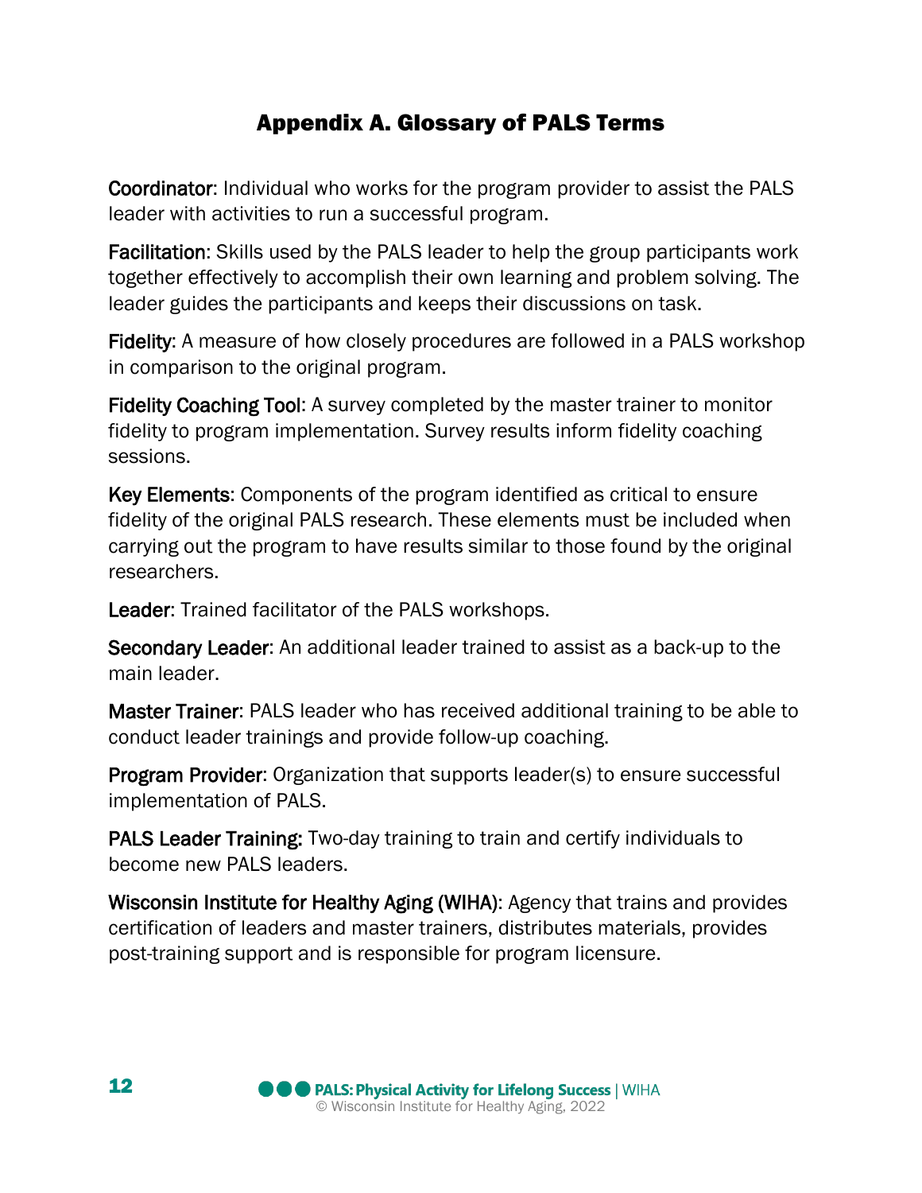# Appendix A. Glossary of PALS Terms

**Coordinator**: Individual who works for the program provider to assist the PALS leader with activities to run a successful program.

**Facilitation**: Skills used by the PALS leader to help the group participants work together effectively to accomplish their own learning and problem solving. The leader guides the participants and keeps their discussions on task.

**Fidelity**: A measure of how closely procedures are followed in a PALS workshop in comparison to the original program.

**Fidelity Coaching Tool**: A survey completed by the master trainer to monitor fidelity to program implementation. Survey results inform fidelity coaching sessions.

**Key Elements**: Components of the program identified as critical to ensure fidelity of the original PALS research. These elements must be included when carrying out the program to have results similar to those found by the original researchers.

**Leader**: Trained facilitator of the PALS workshops.

**Secondary Leader**: An additional leader trained to assist as a back-up to the main leader.

**Master Trainer**: PALS leader who has received additional training to be able to conduct leader trainings and provide follow-up coaching.

**Program Provider**: Organization that supports leader(s) to ensure successful implementation of PALS.

**PALS Leader Training:** Two-day training to train and certify individuals to become new PALS leaders.

**Wisconsin Institute for Healthy Aging (WIHA)**: Agency that trains and provides certification of leaders and master trainers, distributes materials, provides post-training support and is responsible for program licensure.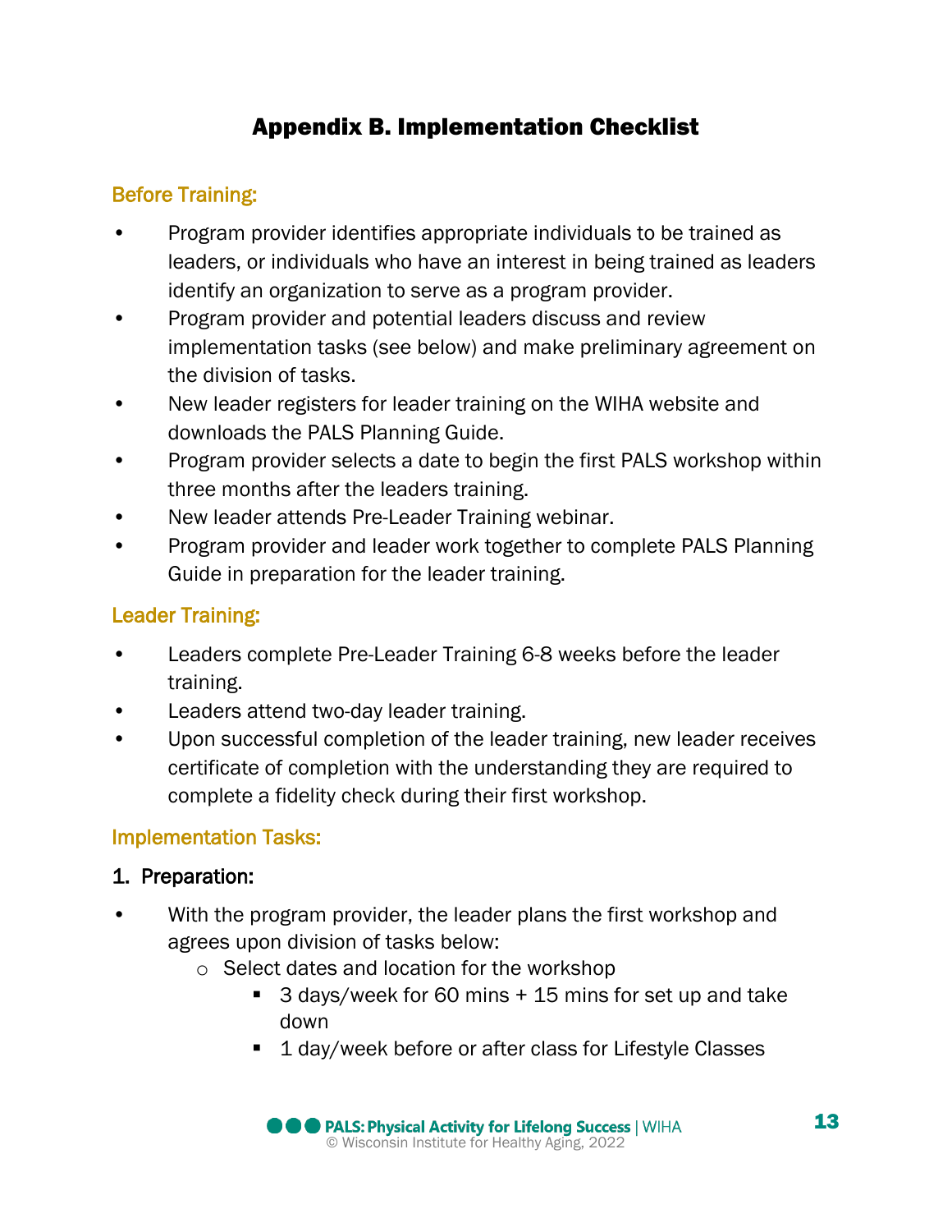# Appendix B. Implementation Checklist

## Before Training:

- Program provider identifies appropriate individuals to be trained as leaders, or individuals who have an interest in being trained as leaders identify an organization to serve as a program provider.
- Program provider and potential leaders discuss and review implementation tasks (see below) and make preliminary agreement on the division of tasks.
- New leader registers for leader training on the WIHA website and downloads the PALS Planning Guide.
- Program provider selects a date to begin the first PALS workshop within three months after the leaders training.
- New leader attends Pre-Leader Training webinar.
- Program provider and leader work together to complete PALS Planning Guide in preparation for the leader training.

## Leader Training:

- Leaders complete Pre-Leader Training 6-8 weeks before the leader training.
- Leaders attend two-day leader training.
- Upon successful completion of the leader training, new leader receives certificate of completion with the understanding they are required to complete a fidelity check during their first workshop.

## Implementation Tasks:

### 1. Preparation:

- With the program provider, the leader plans the first workshop and agrees upon division of tasks below:
  - Select dates and location for the workshop
    - 3 days/week for 60 mins + 15 mins for set up and take down
    - 1 day/week before or after class for Lifestyle Classes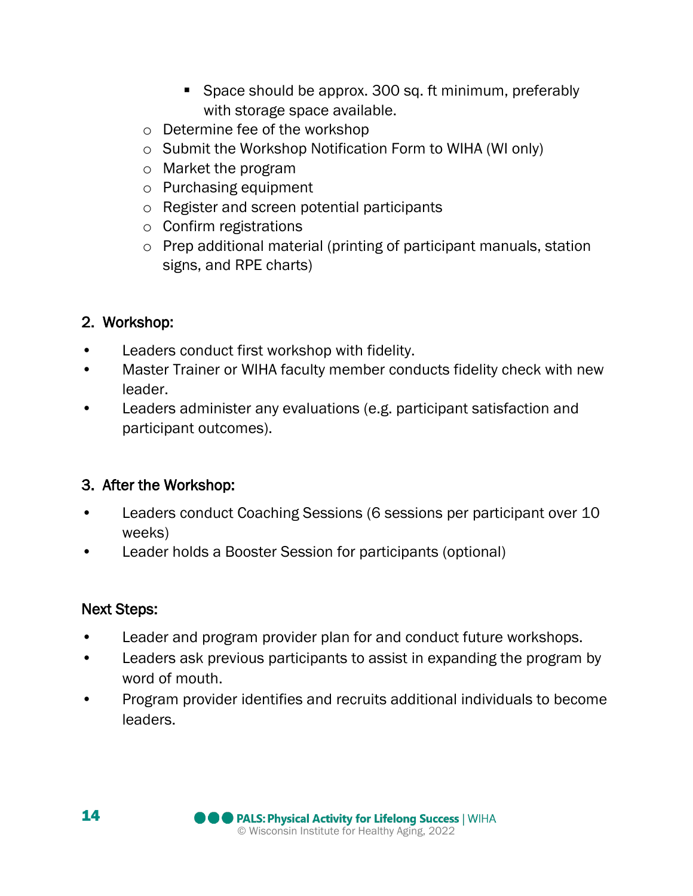- Space should be approx. 300 sq. ft minimum, preferably with storage space available.
    - Determine fee of the workshop
    - Submit the Workshop Notification Form to WIHA (WI only)
    - Market the program
    - Purchasing equipment
    - Register and screen potential participants
    - Confirm registrations
    - Prep additional material (printing of participant manuals, station signs, and RPE charts)

## 2. Workshop:

- Leaders conduct first workshop with fidelity.
- Master Trainer or WIHA faculty member conducts fidelity check with new leader.
- Leaders administer any evaluations (e.g. participant satisfaction and participant outcomes).

## 3. After the Workshop:

- Leaders conduct Coaching Sessions (6 sessions per participant over 10 weeks)
- Leader holds a Booster Session for participants (optional)

## Next Steps:

- Leader and program provider plan for and conduct future workshops.
- Leaders ask previous participants to assist in expanding the program by word of mouth.
- Program provider identifies and recruits additional individuals to become leaders.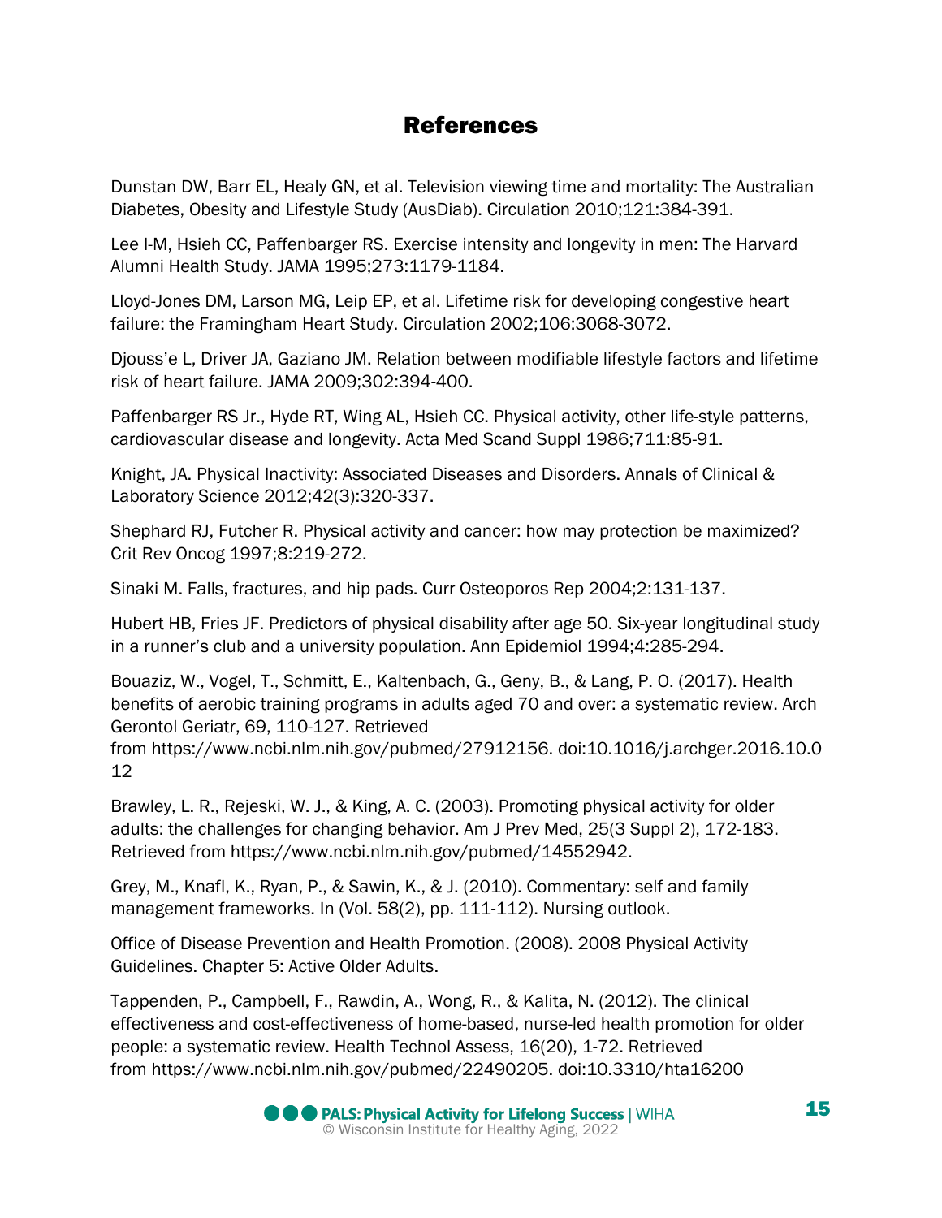# References

Dunstan DW, Barr EL, Healy GN, et al. Television viewing time and mortality: The Australian Diabetes, Obesity and Lifestyle Study (AusDiab). Circulation 2010;121:384-391.

Lee I-M, Hsieh CC, Paffenbarger RS. Exercise intensity and longevity in men: The Harvard Alumni Health Study. JAMA 1995;273:1179-1184.

Lloyd-Jones DM, Larson MG, Leip EP, et al. Lifetime risk for developing congestive heart failure: the Framingham Heart Study. Circulation 2002;106:3068-3072.

Djouss'e L, Driver JA, Gaziano JM. Relation between modifiable lifestyle factors and lifetime risk of heart failure. JAMA 2009;302:394-400.

Paffenbarger RS Jr., Hyde RT, Wing AL, Hsieh CC. Physical activity, other life-style patterns, cardiovascular disease and longevity. Acta Med Scand Suppl 1986;711:85-91.

Knight, JA. Physical Inactivity: Associated Diseases and Disorders. Annals of Clinical & Laboratory Science 2012;42(3):320-337.

Shephard RJ, Futcher R. Physical activity and cancer: how may protection be maximized? Crit Rev Oncog 1997;8:219-272.

Sinaki M. Falls, fractures, and hip pads. Curr Osteoporos Rep 2004;2:131-137.

Hubert HB, Fries JF. Predictors of physical disability after age 50. Six-year longitudinal study in a runner's club and a university population. Ann Epidemiol 1994;4:285-294.

Bouaziz, W., Vogel, T., Schmitt, E., Kaltenbach, G., Geny, B., & Lang, P. O. (2017). Health benefits of aerobic training programs in adults aged 70 and over: a systematic review. Arch Gerontol Geriatr, 69, 110-127. Retrieved from https://www.ncbi.nlm.nih.gov/pubmed/27912156. doi:10.1016/j.archger.2016.10.012

Brawley, L. R., Rejeski, W. J., & King, A. C. (2003). Promoting physical activity for older adults: the challenges for changing behavior. Am J Prev Med, 25(3 Suppl 2), 172-183. Retrieved from https://www.ncbi.nlm.nih.gov/pubmed/14552942.

Grey, M., Knafl, K., Ryan, P., & Sawin, K., & J. (2010). Commentary: self and family management frameworks. In (Vol. 58(2), pp. 111-112). Nursing outlook.

Office of Disease Prevention and Health Promotion. (2008). 2008 Physical Activity Guidelines. Chapter 5: Active Older Adults.

Tappenden, P., Campbell, F., Rawdin, A., Wong, R., & Kalita, N. (2012). The clinical effectiveness and cost-effectiveness of home-based, nurse-led health promotion for older people: a systematic review. Health Technol Assess, 16(20), 1-72. Retrieved from https://www.ncbi.nlm.nih.gov/pubmed/22490205. doi:10.3310/hta16200